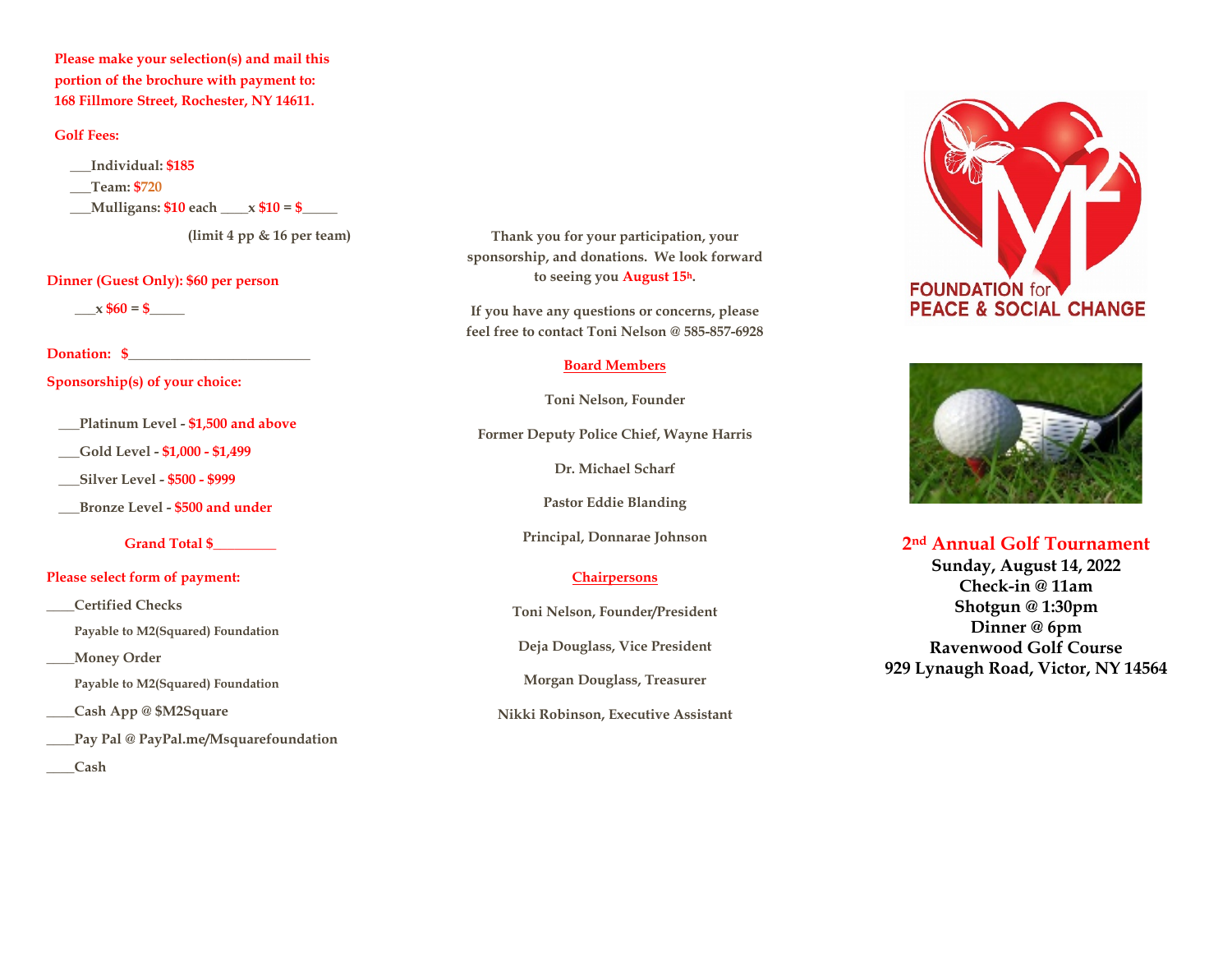Please make your selection(s) and mail this portion of the brochure with payment to:
168 Fillmore Street, Rochester, NY 14611.

**Golf Fees:**

___Individual: $185

___Team: $720

___Mulligans: $10 each ____x $10 = $_____

(limit 4 pp & 16 per team)

**Dinner (Guest Only): $60 per person**

___x $60 = $_____

**Donation:** $_________________________

**Sponsorship(s) of your choice:**

___Platinum Level - $1,500 and above

___Gold Level - $1,000 - $1,499

___Silver Level - $500 - $999

___Bronze Level - $500 and under

**Grand Total $_________**

**Please select form of payment:**

____Certified Checks

Payable to M2(Squared) Foundation

____Money Order

Payable to M2(Squared) Foundation

____Cash App @ $M2Square

____Pay Pal @ PayPal.me/Msquarefoundation

____Cash

Thank you for your participation, your sponsorship, and donations. We look forward to seeing you August 15th.

If you have any questions or concerns, please feel free to contact Toni Nelson @ 585-857-6928

**Board Members**

Toni Nelson, Founder

Former Deputy Police Chief, Wayne Harris

Dr. Michael Scharf

Pastor Eddie Blanding

Principal, Donnarae Johnson

**Chairpersons**

Toni Nelson, Founder/President

Deja Douglass, Vice President

Morgan Douglass, Treasurer

Nikki Robinson, Executive Assistant

M2 FOUNDATION for PEACE & SOCIAL CHANGE

# 2nd Annual Golf Tournament

**Sunday, August 14, 2022**
**Check-in @ 11am**
**Shotgun @ 1:30pm**
**Dinner @ 6pm**
**Ravenwood Golf Course**
**929 Lynaugh Road, Victor, NY 14564**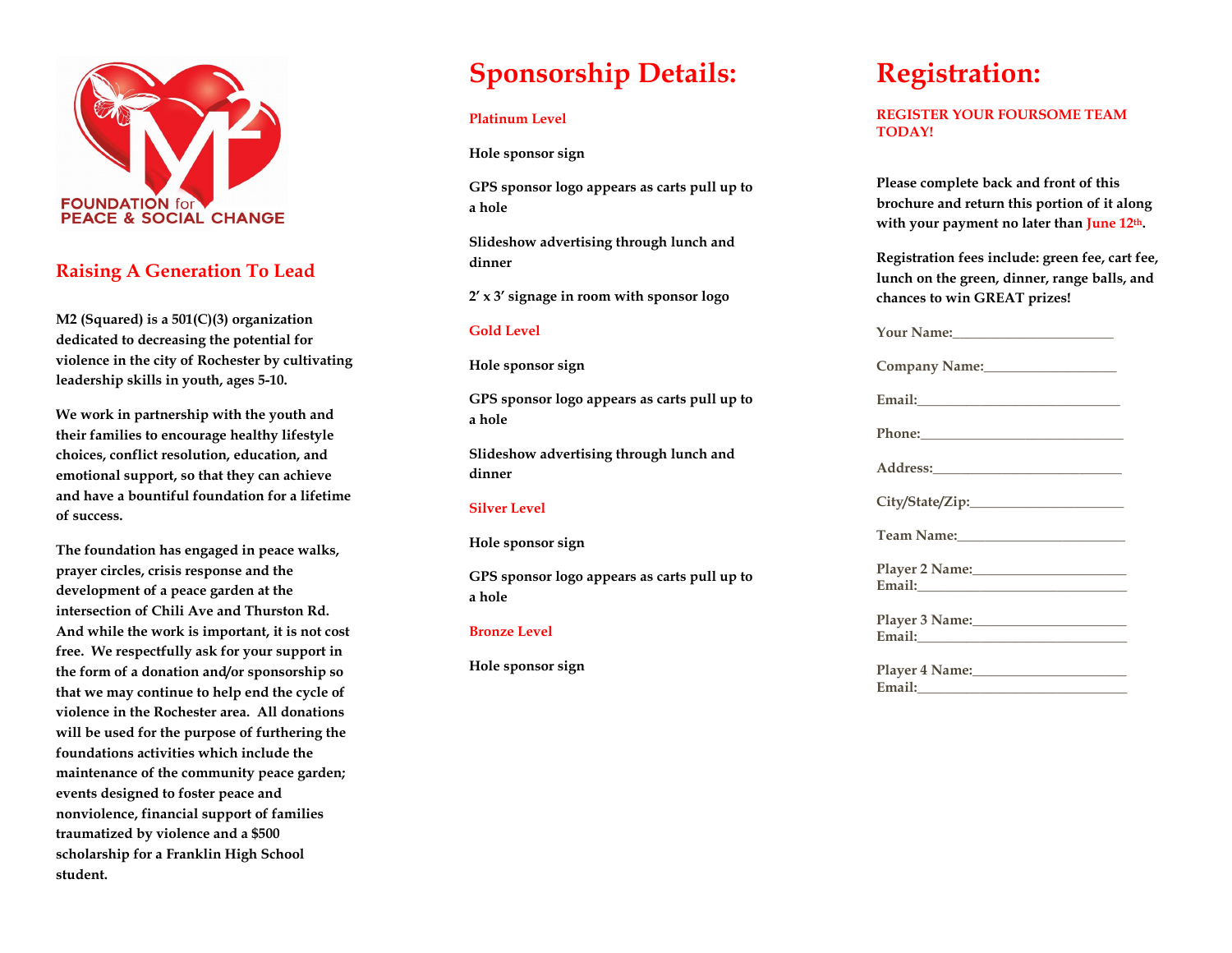FOUNDATION for PEACE & SOCIAL CHANGE

## Raising A Generation To Lead

**M2 (Squared) is a 501(C)(3) organization dedicated to decreasing the potential for violence in the city of Rochester by cultivating leadership skills in youth, ages 5-10.**

**We work in partnership with the youth and their families to encourage healthy lifestyle choices, conflict resolution, education, and emotional support, so that they can achieve and have a bountiful foundation for a lifetime of success.**

**The foundation has engaged in peace walks, prayer circles, crisis response and the development of a peace garden at the intersection of Chili Ave and Thurston Rd. And while the work is important, it is not cost free. We respectfully ask for your support in the form of a donation and/or sponsorship so that we may continue to help end the cycle of violence in the Rochester area. All donations will be used for the purpose of furthering the foundations activities which include the maintenance of the community peace garden; events designed to foster peace and nonviolence, financial support of families traumatized by violence and a $500 scholarship for a Franklin High School student.**

# Sponsorship Details:

### Platinum Level

**Hole sponsor sign**

**GPS sponsor logo appears as carts pull up to a hole**

**Slideshow advertising through lunch and dinner**

**2′ x 3′ signage in room with sponsor logo**

### Gold Level

**Hole sponsor sign**

**GPS sponsor logo appears as carts pull up to a hole**

**Slideshow advertising through lunch and dinner**

### Silver Level

**Hole sponsor sign**

**GPS sponsor logo appears as carts pull up to a hole**

### Bronze Level

**Hole sponsor sign**

# Registration:

**REGISTER YOUR FOURSOME TEAM TODAY!**

**Please complete back and front of this brochure and return this portion of it along with your payment no later than June 12th.**

**Registration fees include: green fee, cart fee, lunch on the green, dinner, range balls, and chances to win GREAT prizes!**

Your Name:______________________

Company Name:__________________

Email:____________________________

Phone:____________________________

Address:__________________________

City/State/Zip:_____________________

Team Name:_______________________

Player 2 Name:_____________________
Email:____________________________

Player 3 Name:_____________________
Email:____________________________

Player 4 Name:_____________________
Email:____________________________